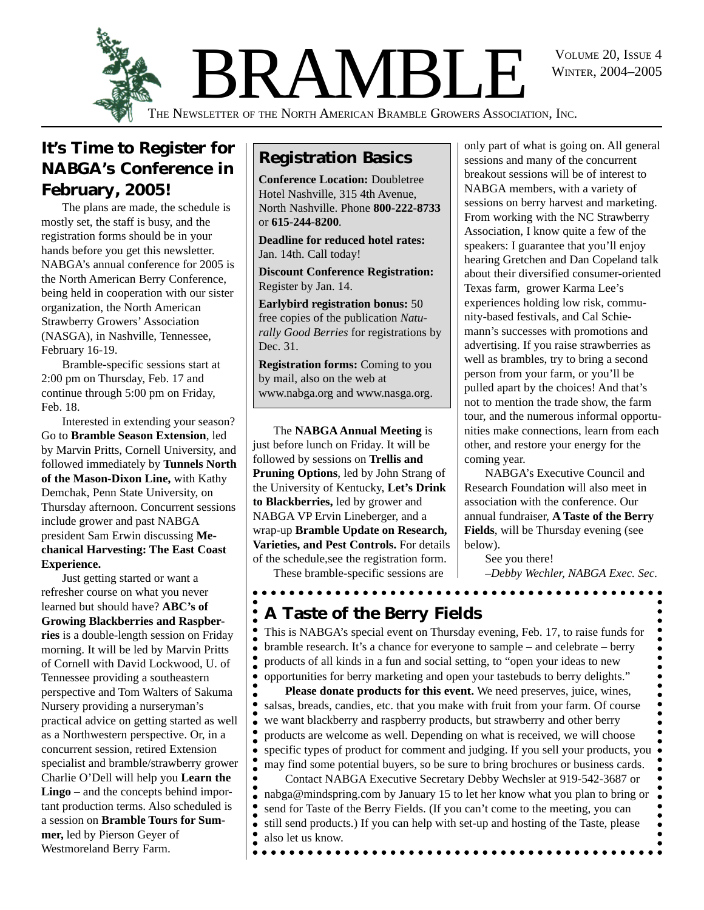# BRAMBLE

VOLUME 20, ISSUE 4
WINTER, 2004–2005

THE NEWSLETTER OF THE NORTH AMERICAN BRAMBLE GROWERS ASSOCIATION, INC.

## It's Time to Register for NABGA's Conference in February, 2005!

The plans are made, the schedule is mostly set, the staff is busy, and the registration forms should be in your hands before you get this newsletter. NABGA's annual conference for 2005 is the North American Berry Conference, being held in cooperation with our sister organization, the North American Strawberry Growers' Association (NASGA), in Nashville, Tennessee, February 16-19.

Bramble-specific sessions start at 2:00 pm on Thursday, Feb. 17 and continue through 5:00 pm on Friday, Feb. 18.

Interested in extending your season? Go to **Bramble Season Extension**, led by Marvin Pritts, Cornell University, and followed immediately by **Tunnels North of the Mason-Dixon Line,** with Kathy Demchak, Penn State University, on Thursday afternoon. Concurrent sessions include grower and past NABGA president Sam Erwin discussing **Mechanical Harvesting: The East Coast Experience.**

Just getting started or want a refresher course on what you never learned but should have? **ABC's of Growing Blackberries and Raspberries** is a double-length session on Friday morning. It will be led by Marvin Pritts of Cornell with David Lockwood, U. of Tennessee providing a southeastern perspective and Tom Walters of Sakuma Nursery providing a nurseryman's practical advice on getting started as well as a Northwestern perspective. Or, in a concurrent session, retired Extension specialist and bramble/strawberry grower Charlie O'Dell will help you **Learn the Lingo** – and the concepts behind important production terms. Also scheduled is a session on **Bramble Tours for Summer,** led by Pierson Geyer of Westmoreland Berry Farm.

### Registration Basics

**Conference Location:** Doubletree Hotel Nashville, 315 4th Avenue, North Nashville. Phone **800-222-8733** or **615-244-8200**.

**Deadline for reduced hotel rates:** Jan. 14th. Call today!

**Discount Conference Registration:** Register by Jan. 14.

**Earlybird registration bonus:** 50 free copies of the publication *Naturally Good Berries* for registrations by Dec. 31.

**Registration forms:** Coming to you by mail, also on the web at www.nabga.org and www.nasga.org.

The **NABGA Annual Meeting** is just before lunch on Friday. It will be followed by sessions on **Trellis and Pruning Options**, led by John Strang of the University of Kentucky, **Let's Drink to Blackberries,** led by grower and NABGA VP Ervin Lineberger, and a wrap-up **Bramble Update on Research, Varieties, and Pest Controls.** For details of the schedule,see the registration form.

These bramble-specific sessions are only part of what is going on. All general sessions and many of the concurrent breakout sessions will be of interest to NABGA members, with a variety of sessions on berry harvest and marketing. From working with the NC Strawberry Association, I know quite a few of the speakers: I guarantee that you'll enjoy hearing Gretchen and Dan Copeland talk about their diversified consumer-oriented Texas farm, grower Karma Lee's experiences holding low risk, community-based festivals, and Cal Schiemann's successes with promotions and advertising. If you raise strawberries as well as brambles, try to bring a second person from your farm, or you'll be pulled apart by the choices! And that's not to mention the trade show, the farm tour, and the numerous informal opportunities make connections, learn from each other, and restore your energy for the coming year.

NABGA's Executive Council and Research Foundation will also meet in association with the conference. Our annual fundraiser, **A Taste of the Berry Fields**, will be Thursday evening (see below).

See you there!

*–Debby Wechler, NABGA Exec. Sec.*

## A Taste of the Berry Fields

This is NABGA's special event on Thursday evening, Feb. 17, to raise funds for bramble research. It's a chance for everyone to sample – and celebrate – berry products of all kinds in a fun and social setting, to "open your ideas to new opportunities for berry marketing and open your tastebuds to berry delights."

**Please donate products for this event.** We need preserves, juice, wines, salsas, breads, candies, etc. that you make with fruit from your farm. Of course we want blackberry and raspberry products, but strawberry and other berry products are welcome as well. Depending on what is received, we will choose specific types of product for comment and judging. If you sell your products, you may find some potential buyers, so be sure to bring brochures or business cards.

Contact NABGA Executive Secretary Debby Wechsler at 919-542-3687 or nabga@mindspring.com by January 15 to let her know what you plan to bring or send for Taste of the Berry Fields. (If you can't come to the meeting, you can still send products.) If you can help with set-up and hosting of the Taste, please also let us know.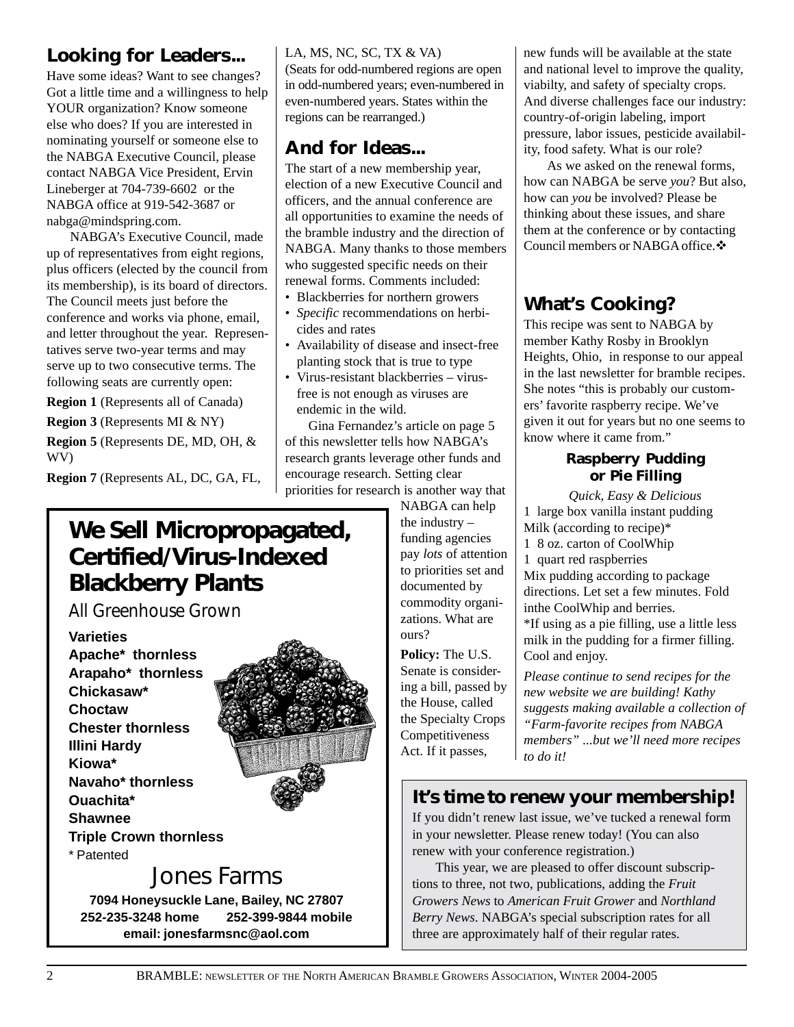## Looking for Leaders...

Have some ideas? Want to see changes? Got a little time and a willingness to help YOUR organization? Know someone else who does? If you are interested in nominating yourself or someone else to the NABGA Executive Council, please contact NABGA Vice President, Ervin Lineberger at 704-739-6602 or the NABGA office at 919-542-3687 or nabga@mindspring.com.

NABGA's Executive Council, made up of representatives from eight regions, plus officers (elected by the council from its membership), is its board of directors. The Council meets just before the conference and works via phone, email, and letter throughout the year. Representatives serve two-year terms and may serve up to two consecutive terms. The following seats are currently open:

**Region 1** (Represents all of Canada)

**Region 3** (Represents MI & NY)

**Region 5** (Represents DE, MD, OH, & WV)

**Region 7** (Represents AL, DC, GA, FL, LA, MS, NC, SC, TX & VA)

(Seats for odd-numbered regions are open in odd-numbered years; even-numbered in even-numbered years. States within the regions can be rearranged.)

## And for Ideas...

The start of a new membership year, election of a new Executive Council and officers, and the annual conference are all opportunities to examine the needs of the bramble industry and the direction of NABGA. Many thanks to those members who suggested specific needs on their renewal forms. Comments included:

- Blackberries for northern growers
- *Specific* recommendations on herbicides and rates
- Availability of disease and insect-free planting stock that is true to type
- Virus-resistant blackberries – virus-free is not enough as viruses are endemic in the wild.

Gina Fernandez's article on page 5 of this newsletter tells how NABGA's research grants leverage other funds and encourage research. Setting clear priorities for research is another way that NABGA can help the industry – funding agencies pay *lots* of attention to priorities set and documented by commodity organizations. What are ours?

**Policy:** The U.S. Senate is considering a bill, passed by the House, called the Specialty Crops Competitiveness Act. If it passes, new funds will be available at the state and national level to improve the quality, viabilty, and safety of specialty crops. And diverse challenges face our industry: country-of-origin labeling, import pressure, labor issues, pesticide availability, food safety. What is our role?

As we asked on the renewal forms, how can NABGA be serve *you*? But also, how can *you* be involved? Please be thinking about these issues, and share them at the conference or by contacting Council members or NABGA office.❖

## What's Cooking?

This recipe was sent to NABGA by member Kathy Rosby in Brooklyn Heights, Ohio, in response to our appeal in the last newsletter for bramble recipes. She notes "this is probably our customers' favorite raspberry recipe. We've given it out for years but no one seems to know where it came from."

### Raspberry Pudding or Pie Filling

*Quick, Easy & Delicious*

1 large box vanilla instant pudding
Milk (according to recipe)*
1 8 oz. carton of CoolWhip
1 quart red raspberries

Mix pudding according to package directions. Let set a few minutes. Fold inthe CoolWhip and berries.
*If using as a pie filling, use a little less milk in the pudding for a firmer filling. Cool and enjoy.

*Please continue to send recipes for the new website we are building! Kathy suggests making available a collection of "Farm-favorite recipes from NABGA members" ...but we'll need more recipes to do it!*

## We Sell Micropropagated, Certified/Virus-Indexed Blackberry Plants

All Greenhouse Grown

**Varieties**
**Apache* thornless**
**Arapaho* thornless**
**Chickasaw***
**Choctaw**
**Chester thornless**
**Illini Hardy**
**Kiowa***
**Navaho* thornless**
**Ouachita***
**Shawnee**
**Triple Crown thornless**
* Patented

Jones Farms

**7094 Honeysuckle Lane, Bailey, NC 27807**
**252-235-3248 home 252-399-9844 mobile**
**email: jonesfarmsnc@aol.com**

## It's time to renew your membership!

If you didn't renew last issue, we've tucked a renewal form in your newsletter. Please renew today! (You can also renew with your conference registration.)

This year, we are pleased to offer discount subscriptions to three, not two, publications, adding the *Fruit Growers News* to *American Fruit Grower* and *Northland Berry News*. NABGA's special subscription rates for all three are approximately half of their regular rates.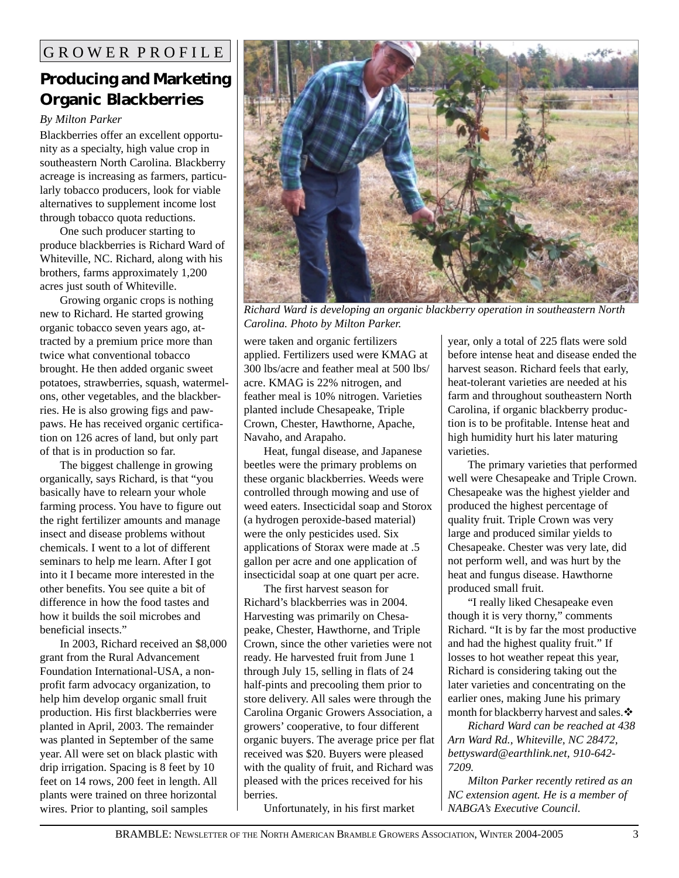GROWER PROFILE

## Producing and Marketing Organic Blackberries

*By Milton Parker*

Blackberries offer an excellent opportunity as a specialty, high value crop in southeastern North Carolina. Blackberry acreage is increasing as farmers, particularly tobacco producers, look for viable alternatives to supplement income lost through tobacco quota reductions.

One such producer starting to produce blackberries is Richard Ward of Whiteville, NC. Richard, along with his brothers, farms approximately 1,200 acres just south of Whiteville.

Growing organic crops is nothing new to Richard. He started growing organic tobacco seven years ago, attracted by a premium price more than twice what conventional tobacco brought. He then added organic sweet potatoes, strawberries, squash, watermelons, other vegetables, and the blackberries. He is also growing figs and pawpaws. He has received organic certification on 126 acres of land, but only part of that is in production so far.

The biggest challenge in growing organically, says Richard, is that "you basically have to relearn your whole farming process. You have to figure out the right fertilizer amounts and manage insect and disease problems without chemicals. I went to a lot of different seminars to help me learn. After I got into it I became more interested in the other benefits. You see quite a bit of difference in how the food tastes and how it builds the soil microbes and beneficial insects."

In 2003, Richard received an $8,000 grant from the Rural Advancement Foundation International-USA, a nonprofit farm advocacy organization, to help him develop organic small fruit production. His first blackberries were planted in April, 2003. The remainder was planted in September of the same year. All were set on black plastic with drip irrigation. Spacing is 8 feet by 10 feet on 14 rows, 200 feet in length. All plants were trained on three horizontal wires. Prior to planting, soil samples were taken and organic fertilizers applied. Fertilizers used were KMAG at 300 lbs/acre and feather meal at 500 lbs/acre. KMAG is 22% nitrogen, and feather meal is 10% nitrogen. Varieties planted include Chesapeake, Triple Crown, Chester, Hawthorne, Apache, Navaho, and Arapaho.

*Richard Ward is developing an organic blackberry operation in southeastern North Carolina. Photo by Milton Parker.*

Heat, fungal disease, and Japanese beetles were the primary problems on these organic blackberries. Weeds were controlled through mowing and use of weed eaters. Insecticidal soap and Storox (a hydrogen peroxide-based material) were the only pesticides used. Six applications of Storax were made at .5 gallon per acre and one application of insecticidal soap at one quart per acre.

The first harvest season for Richard's blackberries was in 2004. Harvesting was primarily on Chesapeake, Chester, Hawthorne, and Triple Crown, since the other varieties were not ready. He harvested fruit from June 1 through July 15, selling in flats of 24 half-pints and precooling them prior to store delivery. All sales were through the Carolina Organic Growers Association, a growers' cooperative, to four different organic buyers. The average price per flat received was $20. Buyers were pleased with the quality of fruit, and Richard was pleased with the prices received for his berries.

Unfortunately, in his first market year, only a total of 225 flats were sold before intense heat and disease ended the harvest season. Richard feels that early, heat-tolerant varieties are needed at his farm and throughout southeastern North Carolina, if organic blackberry production is to be profitable. Intense heat and high humidity hurt his later maturing varieties.

The primary varieties that performed well were Chesapeake and Triple Crown. Chesapeake was the highest yielder and produced the highest percentage of quality fruit. Triple Crown was very large and produced similar yields to Chesapeake. Chester was very late, did not perform well, and was hurt by the heat and fungus disease. Hawthorne produced small fruit.

"I really liked Chesapeake even though it is very thorny," comments Richard. "It is by far the most productive and had the highest quality fruit." If losses to hot weather repeat this year, Richard is considering taking out the later varieties and concentrating on the earlier ones, making June his primary month for blackberry harvest and sales. ❖

*Richard Ward can be reached at 438 Arn Ward Rd., Whiteville, NC 28472, bettysward@earthlink.net, 910-642-7209.*

*Milton Parker recently retired as an NC extension agent. He is a member of NABGA's Executive Council.*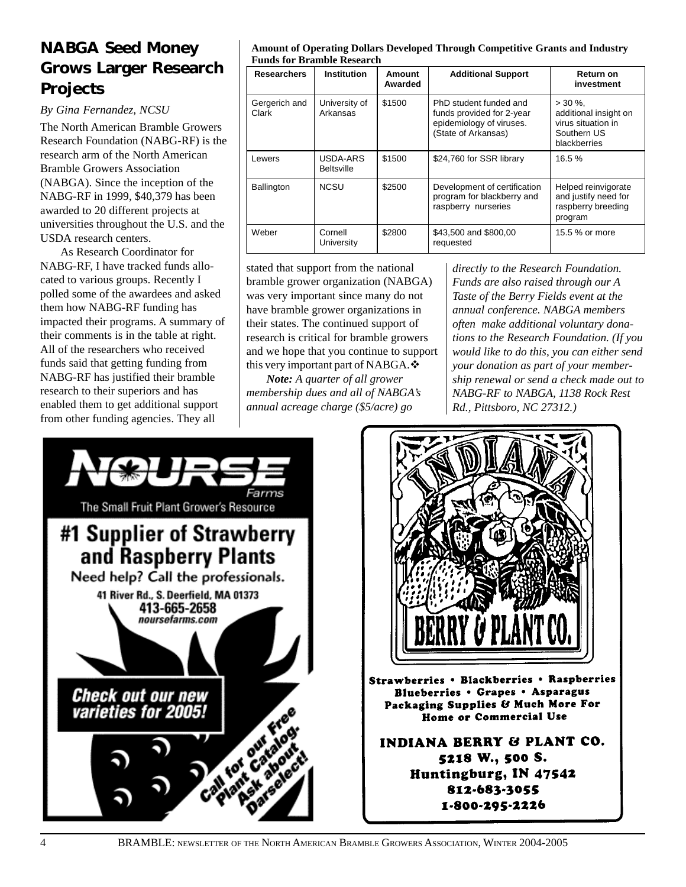## NABGA Seed Money Grows Larger Research Projects

*By Gina Fernandez, NCSU*

The North American Bramble Growers Research Foundation (NABG-RF) is the research arm of the North American Bramble Growers Association (NABGA). Since the inception of the NABG-RF in 1999, $40,379 has been awarded to 20 different projects at universities throughout the U.S. and the USDA research centers.

As Research Coordinator for NABG-RF, I have tracked funds allocated to various groups. Recently I polled some of the awardees and asked them how NABG-RF funding has impacted their programs. A summary of their comments is in the table at right. All of the researchers who received funds said that getting funding from NABG-RF has justified their bramble research to their superiors and has enabled them to get additional support from other funding agencies. They all stated that support from the national bramble grower organization (NABGA) was very important since many do not have bramble grower organizations in their states. The continued support of research is critical for bramble growers and we hope that you continue to support this very important part of NABGA.❖

**Amount of Operating Dollars Developed Through Competitive Grants and Industry Funds for Bramble Research**

| Researchers | Institution | Amount Awarded | Additional Support | Return on investment |
|---|---|---|---|---|
| Gergerich and Clark | University of Arkansas | $1500 | PhD student funded and funds provided for 2-year epidemiology of viruses. (State of Arkansas) | > 30 %, additional insight on virus situation in Southern US blackberries |
| Lewers | USDA-ARS Beltsville | $1500 | $24,760 for SSR library | 16.5 % |
| Ballington | NCSU | $2500 | Development of certification program for blackberry and raspberry nurseries | Helped reinvigorate and justify need for raspberry breeding program |
| Weber | Cornell University | $2800 | $43,500 and $800,00 requested | 15.5 % or more |

***Note:*** *A quarter of all grower membership dues and all of NABGA's annual acreage charge ($5/acre) go directly to the Research Foundation. Funds are also raised through our A Taste of the Berry Fields event at the annual conference. NABGA members often make additional voluntary donations to the Research Foundation. (If you would like to do this, you can either send your donation as part of your membership renewal or send a check made out to NABG-RF to NABGA, 1138 Rock Rest Rd., Pittsboro, NC 27312.)*

---

**NOURSE Farms**
The Small Fruit Plant Grower's Resource

**#1 Supplier of Strawberry and Raspberry Plants**

Need help? Call the professionals.

41 River Rd., S. Deerfield, MA 01373
413-665-2658
noursefarms.com

**Check out our new varieties for 2005!**

Call for our Free Plant Catalog. Ask about Darselect!

---

**INDIANA BERRY & PLANT CO.**

Strawberries • Blackberries • Raspberries
Blueberries • Grapes • Asparagus
Packaging Supplies & Much More For Home or Commercial Use

**INDIANA BERRY & PLANT CO.**
5218 W., 500 S.
Huntingburg, IN 47542
812-683-3055
1-800-295-2226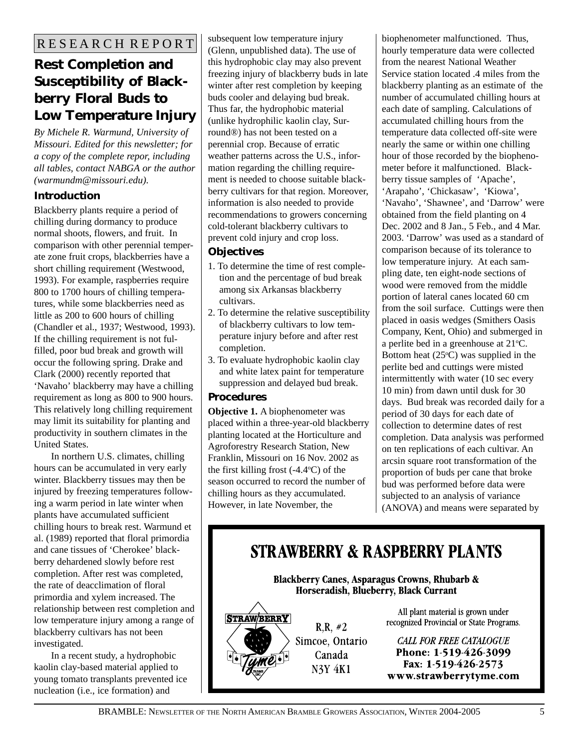RESEARCH REPORT

# Rest Completion and Susceptibility of Blackberry Floral Buds to Low Temperature Injury

*By Michele R. Warmund, University of Missouri. Edited for this newsletter; for a copy of the complete repor, including all tables, contact NABGA or the author (warmundm@missouri.edu).*

## Introduction

Blackberry plants require a period of chilling during dormancy to produce normal shoots, flowers, and fruit. In comparison with other perennial temperate zone fruit crops, blackberries have a short chilling requirement (Westwood, 1993). For example, raspberries require 800 to 1700 hours of chilling temperatures, while some blackberries need as little as 200 to 600 hours of chilling (Chandler et al., 1937; Westwood, 1993). If the chilling requirement is not fulfilled, poor bud break and growth will occur the following spring. Drake and Clark (2000) recently reported that 'Navaho' blackberry may have a chilling requirement as long as 800 to 900 hours. This relatively long chilling requirement may limit its suitability for planting and productivity in southern climates in the United States.

In northern U.S. climates, chilling hours can be accumulated in very early winter. Blackberry tissues may then be injured by freezing temperatures following a warm period in late winter when plants have accumulated sufficient chilling hours to break rest. Warmund et al. (1989) reported that floral primordia and cane tissues of 'Cherokee' blackberry dehardened slowly before rest completion. After rest was completed, the rate of deacclimation of floral primordia and xylem increased. The relationship between rest completion and low temperature injury among a range of blackberry cultivars has not been investigated.

In a recent study, a hydrophobic kaolin clay-based material applied to young tomato transplants prevented ice nucleation (i.e., ice formation) and subsequent low temperature injury (Glenn, unpublished data). The use of this hydrophobic clay may also prevent freezing injury of blackberry buds in late winter after rest completion by keeping buds cooler and delaying bud break. Thus far, the hydrophobic material (unlike hydrophilic kaolin clay, Surround®) has not been tested on a perennial crop. Because of erratic weather patterns across the U.S., information regarding the chilling requirement is needed to choose suitable blackberry cultivars for that region. Moreover, information is also needed to provide recommendations to growers concerning cold-tolerant blackberry cultivars to prevent cold injury and crop loss.

## Objectives

1. To determine the time of rest completion and the percentage of bud break among six Arkansas blackberry cultivars.
2. To determine the relative susceptibility of blackberry cultivars to low temperature injury before and after rest completion.
3. To evaluate hydrophobic kaolin clay and white latex paint for temperature suppression and delayed bud break.

## Procedures

**Objective 1.** A biophenometer was placed within a three-year-old blackberry planting located at the Horticulture and Agroforestry Research Station, New Franklin, Missouri on 16 Nov. 2002 as the first killing frost (-4.4°C) of the season occurred to record the number of chilling hours as they accumulated. However, in late November, the biophenometer malfunctioned. Thus, hourly temperature data were collected from the nearest National Weather Service station located .4 miles from the blackberry planting as an estimate of the number of accumulated chilling hours at each date of sampling. Calculations of accumulated chilling hours from the temperature data collected off-site were nearly the same or within one chilling hour of those recorded by the biophenometer before it malfunctioned. Blackberry tissue samples of 'Apache', 'Arapaho', 'Chickasaw', 'Kiowa', 'Navaho', 'Shawnee', and 'Darrow' were obtained from the field planting on 4 Dec. 2002 and 8 Jan., 5 Feb., and 4 Mar. 2003. 'Darrow' was used as a standard of comparison because of its tolerance to low temperature injury. At each sampling date, ten eight-node sections of wood were removed from the middle portion of lateral canes located 60 cm from the soil surface. Cuttings were then placed in oasis wedges (Smithers Oasis Company, Kent, Ohio) and submerged in a perlite bed in a greenhouse at 21°C. Bottom heat (25°C) was supplied in the perlite bed and cuttings were misted intermittently with water (10 sec every 10 min) from dawn until dusk for 30 days. Bud break was recorded daily for a period of 30 days for each date of collection to determine dates of rest completion. Data analysis was performed on ten replications of each cultivar. An arcsin square root transformation of the proportion of buds per cane that broke bud was performed before data were subjected to an analysis of variance (ANOVA) and means were separated by

---

**STRAWBERRY & RASPBERRY PLANTS**

**Blackberry Canes, Asparagus Crowns, Rhubarb & Horseradish, Blueberry, Black Currant**

STRAWBERRY Tyme FARMS INC.

R.R. #2
Simcoe, Ontario
Canada
N3Y 4K1

All plant material is grown under recognized Provincial or State Programs.

*CALL FOR FREE CATALOGUE*
**Phone: 1-519-426-3099**
**Fax: 1-519-426-2573**
**www.strawberrytyme.com**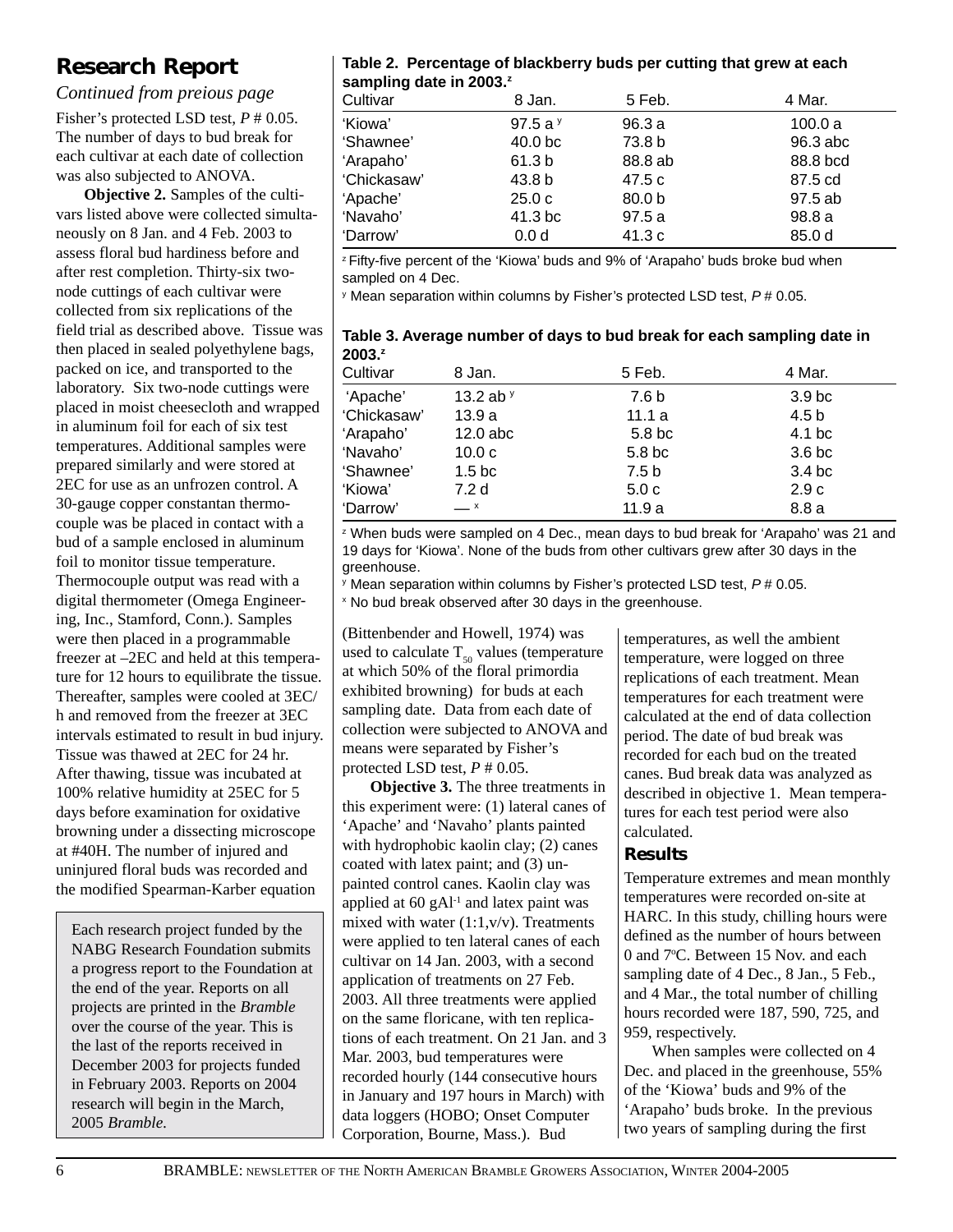## Research Report

*Continued from preious page*

Fisher's protected LSD test, $P$ # 0.05. The number of days to bud break for each cultivar at each date of collection was also subjected to ANOVA.

**Objective 2.** Samples of the cultivars listed above were collected simultaneously on 8 Jan. and 4 Feb. 2003 to assess floral bud hardiness before and after rest completion. Thirty-six two-node cuttings of each cultivar were collected from six replications of the field trial as described above. Tissue was then placed in sealed polyethylene bags, packed on ice, and transported to the laboratory. Six two-node cuttings were placed in moist cheesecloth and wrapped in aluminum foil for each of six test temperatures. Additional samples were prepared similarly and were stored at 2EC for use as an unfrozen control. A 30-gauge copper constantan thermocouple was be placed in contact with a bud of a sample enclosed in aluminum foil to monitor tissue temperature. Thermocouple output was read with a digital thermometer (Omega Engineering, Inc., Stamford, Conn.). Samples were then placed in a programmable freezer at –2EC and held at this temperature for 12 hours to equilibrate the tissue. Thereafter, samples were cooled at 3EC/h and removed from the freezer at 3EC intervals estimated to result in bud injury. Tissue was thawed at 2EC for 24 hr. After thawing, tissue was incubated at 100% relative humidity at 25EC for 5 days before examination for oxidative browning under a dissecting microscope at #40H. The number of injured and uninjured floral buds was recorded and the modified Spearman-Karber equation (Bittenbender and Howell, 1974) was used to calculate $T_{50}$ values (temperature at which 50% of the floral primordia exhibited browning) for buds at each sampling date. Data from each date of collection were subjected to ANOVA and means were separated by Fisher's protected LSD test, $P$ # 0.05.

**Objective 3.** The three treatments in this experiment were: (1) lateral canes of 'Apache' and 'Navaho' plants painted with hydrophobic kaolin clay; (2) canes coated with latex paint; and (3) unpainted control canes. Kaolin clay was applied at 60 $gAl^{-1}$ and latex paint was mixed with water (1:1,v/v). Treatments were applied to ten lateral canes of each cultivar on 14 Jan. 2003, with a second application of treatments on 27 Feb. 2003. All three treatments were applied on the same floricane, with ten replications of each treatment. On 21 Jan. and 3 Mar. 2003, bud temperatures were recorded hourly (144 consecutive hours in January and 197 hours in March) with data loggers (HOBO; Onset Computer Corporation, Bourne, Mass.). Bud temperatures, as well the ambient temperature, were logged on three replications of each treatment. Mean temperatures for each treatment were calculated at the end of data collection period. The date of bud break was recorded for each bud on the treated canes. Bud break data was analyzed as described in objective 1. Mean temperatures for each test period were also calculated.

### Results

Temperature extremes and mean monthly temperatures were recorded on-site at HARC. In this study, chilling hours were defined as the number of hours between 0 and 7°C. Between 15 Nov. and each sampling date of 4 Dec., 8 Jan., 5 Feb., and 4 Mar., the total number of chilling hours recorded were 187, 590, 725, and 959, respectively.

When samples were collected on 4 Dec. and placed in the greenhouse, 55% of the 'Kiowa' buds and 9% of the 'Arapaho' buds broke. In the previous two years of sampling during the first

**Table 2. Percentage of blackberry buds per cutting that grew at each sampling date in 2003.[z]**

| Cultivar | 8 Jan. | 5 Feb. | 4 Mar. |
|---|---|---|---|
| 'Kiowa' | 97.5 a [y] | 96.3 a | 100.0 a |
| 'Shawnee' | 40.0 bc | 73.8 b | 96.3 abc |
| 'Arapaho' | 61.3 b | 88.8 ab | 88.8 bcd |
| 'Chickasaw' | 43.8 b | 47.5 c | 87.5 cd |
| 'Apache' | 25.0 c | 80.0 b | 97.5 ab |
| 'Navaho' | 41.3 bc | 97.5 a | 98.8 a |
| 'Darrow' | 0.0 d | 41.3 c | 85.0 d |

[z] Fifty-five percent of the 'Kiowa' buds and 9% of 'Arapaho' buds broke bud when sampled on 4 Dec.

[y] Mean separation within columns by Fisher's protected LSD test, $P$ # 0.05.

**Table 3. Average number of days to bud break for each sampling date in 2003.[z]**

| Cultivar | 8 Jan. | 5 Feb. | 4 Mar. |
|---|---|---|---|
| 'Apache' | 13.2 ab [y] | 7.6 b | 3.9 bc |
| 'Chickasaw' | 13.9 a | 11.1 a | 4.5 b |
| 'Arapaho' | 12.0 abc | 5.8 bc | 4.1 bc |
| 'Navaho' | 10.0 c | 5.8 bc | 3.6 bc |
| 'Shawnee' | 1.5 bc | 7.5 b | 3.4 bc |
| 'Kiowa' | 7.2 d | 5.0 c | 2.9 c |
| 'Darrow' | — [x] | 11.9 a | 8.8 a |

[z] When buds were sampled on 4 Dec., mean days to bud break for 'Arapaho' was 21 and 19 days for 'Kiowa'. None of the buds from other cultivars grew after 30 days in the greenhouse.

[y] Mean separation within columns by Fisher's protected LSD test, $P$ # 0.05.

[x] No bud break observed after 30 days in the greenhouse.

Each research project funded by the NABG Research Foundation submits a progress report to the Foundation at the end of the year. Reports on all projects are printed in the *Bramble* over the course of the year. This is the last of the reports received in December 2003 for projects funded in February 2003. Reports on 2004 research will begin in the March, 2005 *Bramble.*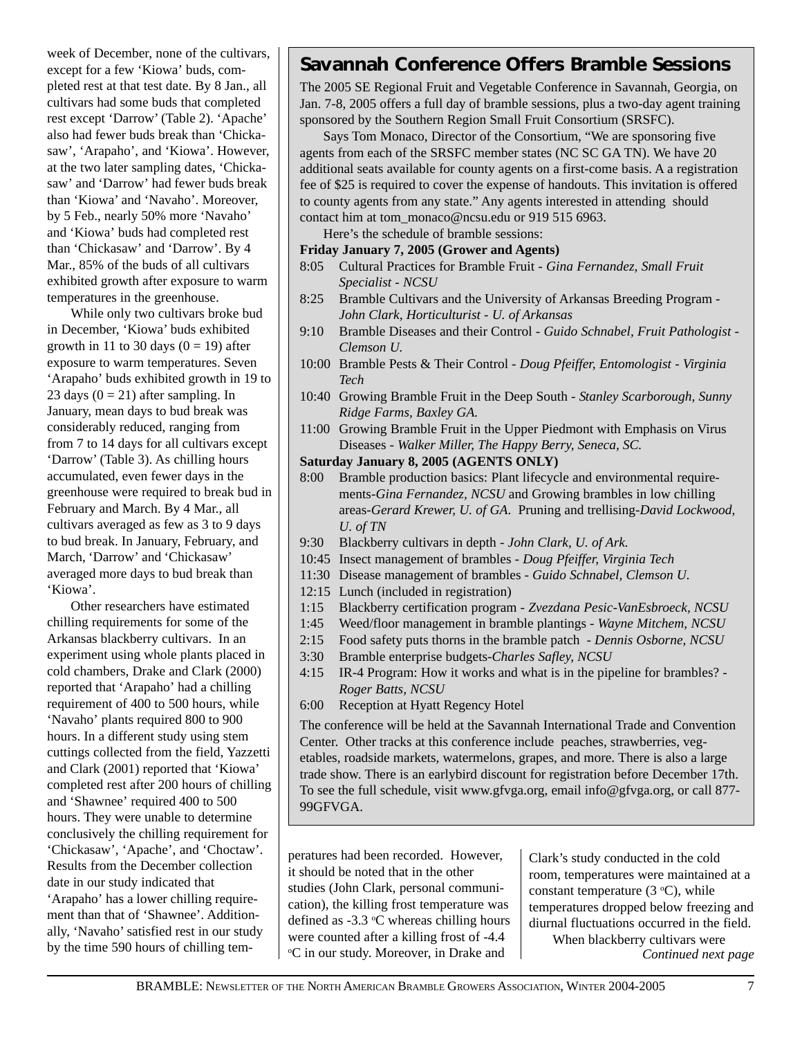week of December, none of the cultivars, except for a few 'Kiowa' buds, completed rest at that test date. By 8 Jan., all cultivars had some buds that completed rest except 'Darrow' (Table 2). 'Apache' also had fewer buds break than 'Chickasaw', 'Arapaho', and 'Kiowa'. However, at the two later sampling dates, 'Chickasaw' and 'Darrow' had fewer buds break than 'Kiowa' and 'Navaho'. Moreover, by 5 Feb., nearly 50% more 'Navaho' and 'Kiowa' buds had completed rest than 'Chickasaw' and 'Darrow'. By 4 Mar., 85% of the buds of all cultivars exhibited growth after exposure to warm temperatures in the greenhouse.

While only two cultivars broke bud in December, 'Kiowa' buds exhibited growth in 11 to 30 days (0 = 19) after exposure to warm temperatures. Seven 'Arapaho' buds exhibited growth in 19 to 23 days (0 = 21) after sampling. In January, mean days to bud break was considerably reduced, ranging from from 7 to 14 days for all cultivars except 'Darrow' (Table 3). As chilling hours accumulated, even fewer days in the greenhouse were required to break bud in February and March. By 4 Mar., all cultivars averaged as few as 3 to 9 days to bud break. In January, February, and March, 'Darrow' and 'Chickasaw' averaged more days to bud break than 'Kiowa'.

Other researchers have estimated chilling requirements for some of the Arkansas blackberry cultivars. In an experiment using whole plants placed in cold chambers, Drake and Clark (2000) reported that 'Arapaho' had a chilling requirement of 400 to 500 hours, while 'Navaho' plants required 800 to 900 hours. In a different study using stem cuttings collected from the field, Yazzetti and Clark (2001) reported that 'Kiowa' completed rest after 200 hours of chilling and 'Shawnee' required 400 to 500 hours. They were unable to determine conclusively the chilling requirement for 'Chickasaw', 'Apache', and 'Choctaw'. Results from the December collection date in our study indicated that 'Arapaho' has a lower chilling requirement than that of 'Shawnee'. Additionally, 'Navaho' satisfied rest in our study by the time 590 hours of chilling temperatures had been recorded. However, it should be noted that in the other studies (John Clark, personal communication), the killing frost temperature was defined as -3.3 $^{o}$C whereas chilling hours were counted after a killing frost of -4.4 $^{o}$C in our study. Moreover, in Drake and Clark's study conducted in the cold room, temperatures were maintained at a constant temperature (3 $^{o}$C), while temperatures dropped below freezing and diurnal fluctuations occurred in the field.

When blackberry cultivars were

*Continued next page*

## Savannah Conference Offers Bramble Sessions

The 2005 SE Regional Fruit and Vegetable Conference in Savannah, Georgia, on Jan. 7-8, 2005 offers a full day of bramble sessions, plus a two-day agent training sponsored by the Southern Region Small Fruit Consortium (SRSFC).

Says Tom Monaco, Director of the Consortium, "We are sponsoring five agents from each of the SRSFC member states (NC SC GA TN). We have 20 additional seats available for county agents on a first-come basis. A a registration fee of $25 is required to cover the expense of handouts. This invitation is offered to county agents from any state." Any agents interested in attending should contact him at tom_monaco@ncsu.edu or 919 515 6963.

Here's the schedule of bramble sessions:

**Friday January 7, 2005 (Grower and Agents)**

- 8:05 Cultural Practices for Bramble Fruit - *Gina Fernandez, Small Fruit Specialist - NCSU*
- 8:25 Bramble Cultivars and the University of Arkansas Breeding Program - *John Clark, Horticulturist - U. of Arkansas*
- 9:10 Bramble Diseases and their Control - *Guido Schnabel, Fruit Pathologist - Clemson U.*
- 10:00 Bramble Pests & Their Control - *Doug Pfeiffer, Entomologist - Virginia Tech*
- 10:40 Growing Bramble Fruit in the Deep South - *Stanley Scarborough, Sunny Ridge Farms, Baxley GA.*
- 11:00 Growing Bramble Fruit in the Upper Piedmont with Emphasis on Virus Diseases - *Walker Miller, The Happy Berry, Seneca, SC.*

**Saturday January 8, 2005 (AGENTS ONLY)**

- 8:00 Bramble production basics: Plant lifecycle and environmental requirements-*Gina Fernandez, NCSU* and Growing brambles in low chilling areas-*Gerard Krewer, U. of GA*. Pruning and trellising-*David Lockwood, U. of TN*
- 9:30 Blackberry cultivars in depth - *John Clark, U. of Ark.*
- 10:45 Insect management of brambles - *Doug Pfeiffer, Virginia Tech*
- 11:30 Disease management of brambles - *Guido Schnabel, Clemson U.*
- 12:15 Lunch (included in registration)
- 1:15 Blackberry certification program - *Zvezdana Pesic-VanEsbroeck, NCSU*
- 1:45 Weed/floor management in bramble plantings - *Wayne Mitchem, NCSU*
- 2:15 Food safety puts thorns in the bramble patch - *Dennis Osborne, NCSU*
- 3:30 Bramble enterprise budgets-*Charles Safley, NCSU*
- 4:15 IR-4 Program: How it works and what is in the pipeline for brambles? - *Roger Batts, NCSU*
- 6:00 Reception at Hyatt Regency Hotel

The conference will be held at the Savannah International Trade and Convention Center. Other tracks at this conference include peaches, strawberries, vegetables, roadside markets, watermelons, grapes, and more. There is also a large trade show. There is an earlybird discount for registration before December 17th. To see the full schedule, visit www.gfvga.org, email info@gfvga.org, or call 877-99GFVGA.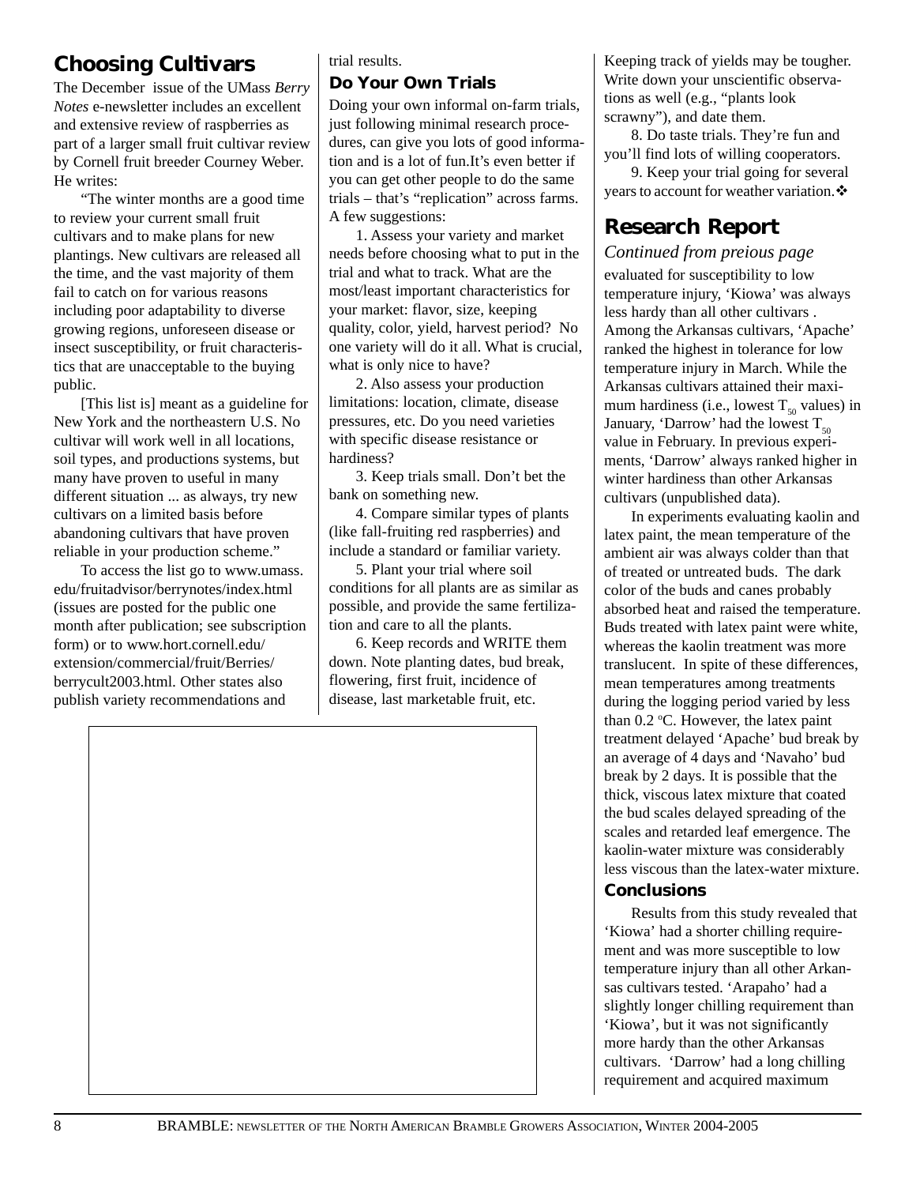## Choosing Cultivars

The December issue of the UMass *Berry Notes* e-newsletter includes an excellent and extensive review of raspberries as part of a larger small fruit cultivar review by Cornell fruit breeder Courney Weber. He writes:

"The winter months are a good time to review your current small fruit cultivars and to make plans for new plantings. New cultivars are released all the time, and the vast majority of them fail to catch on for various reasons including poor adaptability to diverse growing regions, unforeseen disease or insect susceptibility, or fruit characteristics that are unacceptable to the buying public.

[This list is] meant as a guideline for New York and the northeastern U.S. No cultivar will work well in all locations, soil types, and productions systems, but many have proven to useful in many different situation ... as always, try new cultivars on a limited basis before abandoning cultivars that have proven reliable in your production scheme."

To access the list go to www.umass.edu/fruitadvisor/berrynotes/index.html (issues are posted for the public one month after publication; see subscription form) or to www.hort.cornell.edu/extension/commercial/fruit/Berries/berrycult2003.html. Other states also publish variety recommendations and trial results.

### Do Your Own Trials

Doing your own informal on-farm trials, just following minimal research procedures, can give you lots of good information and is a lot of fun.It's even better if you can get other people to do the same trials – that's "replication" across farms. A few suggestions:

1. Assess your variety and market needs before choosing what to put in the trial and what to track. What are the most/least important characteristics for your market: flavor, size, keeping quality, color, yield, harvest period? No one variety will do it all. What is crucial, what is only nice to have?

2. Also assess your production limitations: location, climate, disease pressures, etc. Do you need varieties with specific disease resistance or hardiness?

3. Keep trials small. Don't bet the bank on something new.

4. Compare similar types of plants (like fall-fruiting red raspberries) and include a standard or familiar variety.

5. Plant your trial where soil conditions for all plants are as similar as possible, and provide the same fertilization and care to all the plants.

6. Keep records and WRITE them down. Note planting dates, bud break, flowering, first fruit, incidence of disease, last marketable fruit, etc. Keeping track of yields may be tougher. Write down your unscientific observations as well (e.g., "plants look scrawny"), and date them.

8. Do taste trials. They're fun and you'll find lots of willing cooperators.

9. Keep your trial going for several years to account for weather variation.❖

## Research Report

*Continued from preious page*

evaluated for susceptibility to low temperature injury, 'Kiowa' was always less hardy than all other cultivars . Among the Arkansas cultivars, 'Apache' ranked the highest in tolerance for low temperature injury in March. While the Arkansas cultivars attained their maximum hardiness (i.e., lowest $T_{50}$ values) in January, 'Darrow' had the lowest $T_{50}$ value in February. In previous experiments, 'Darrow' always ranked higher in winter hardiness than other Arkansas cultivars (unpublished data).

In experiments evaluating kaolin and latex paint, the mean temperature of the ambient air was always colder than that of treated or untreated buds. The dark color of the buds and canes probably absorbed heat and raised the temperature. Buds treated with latex paint were white, whereas the kaolin treatment was more translucent. In spite of these differences, mean temperatures among treatments during the logging period varied by less than 0.2 °C. However, the latex paint treatment delayed 'Apache' bud break by an average of 4 days and 'Navaho' bud break by 2 days. It is possible that the thick, viscous latex mixture that coated the bud scales delayed spreading of the scales and retarded leaf emergence. The kaolin-water mixture was considerably less viscous than the latex-water mixture.

### Conclusions

Results from this study revealed that 'Kiowa' had a shorter chilling requirement and was more susceptible to low temperature injury than all other Arkansas cultivars tested. 'Arapaho' had a slightly longer chilling requirement than 'Kiowa', but it was not significantly more hardy than the other Arkansas cultivars. 'Darrow' had a long chilling requirement and acquired maximum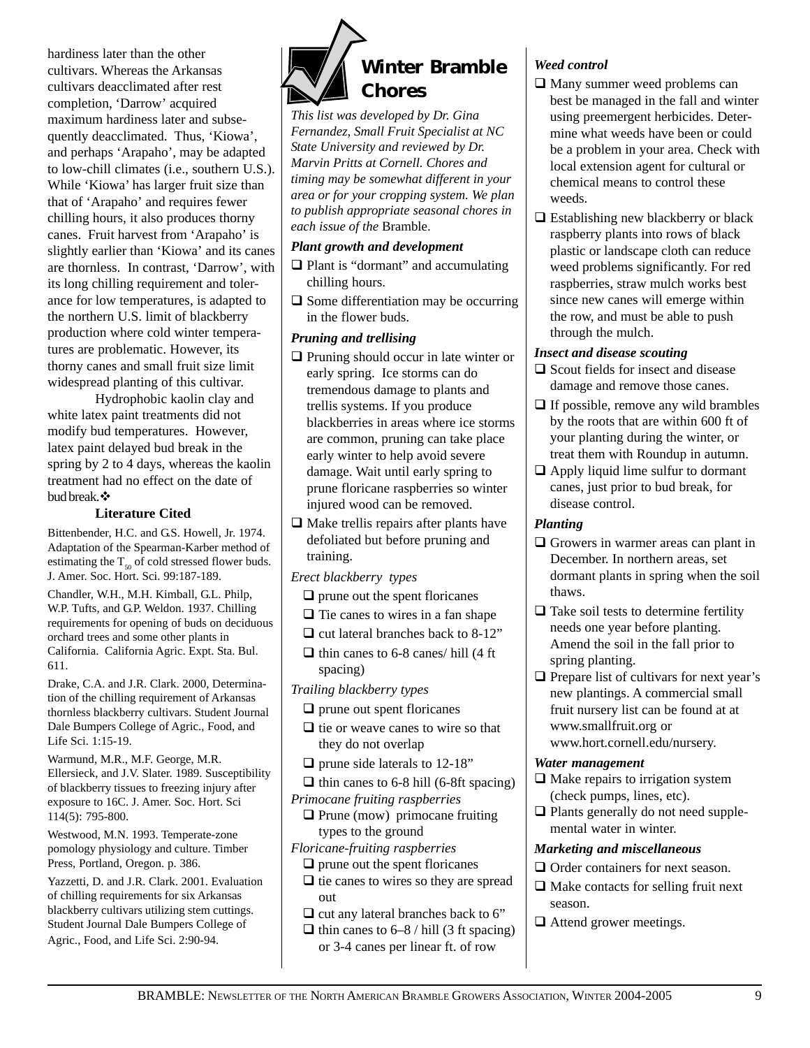hardiness later than the other cultivars. Whereas the Arkansas cultivars deacclimated after rest completion, 'Darrow' acquired maximum hardiness later and subsequently deacclimated. Thus, 'Kiowa', and perhaps 'Arapaho', may be adapted to low-chill climates (i.e., southern U.S.). While 'Kiowa' has larger fruit size than that of 'Arapaho' and requires fewer chilling hours, it also produces thorny canes. Fruit harvest from 'Arapaho' is slightly earlier than 'Kiowa' and its canes are thornless. In contrast, 'Darrow', with its long chilling requirement and tolerance for low temperatures, is adapted to the northern U.S. limit of blackberry production where cold winter temperatures are problematic. However, its thorny canes and small fruit size limit widespread planting of this cultivar.

Hydrophobic kaolin clay and white latex paint treatments did not modify bud temperatures. However, latex paint delayed bud break in the spring by 2 to 4 days, whereas the kaolin treatment had no effect on the date of bud break.❖

### Literature Cited

Bittenbender, H.C. and G.S. Howell, Jr. 1974. Adaptation of the Spearman-Karber method of estimating the $T_{50}$ of cold stressed flower buds. J. Amer. Soc. Hort. Sci. 99:187-189.

Chandler, W.H., M.H. Kimball, G.L. Philp, W.P. Tufts, and G.P. Weldon. 1937. Chilling requirements for opening of buds on deciduous orchard trees and some other plants in California. California Agric. Expt. Sta. Bul. 611.

Drake, C.A. and J.R. Clark. 2000, Determination of the chilling requirement of Arkansas thornless blackberry cultivars. Student Journal Dale Bumpers College of Agric., Food, and Life Sci. 1:15-19.

Warmund, M.R., M.F. George, M.R. Ellersieck, and J.V. Slater. 1989. Susceptibility of blackberry tissues to freezing injury after exposure to 16C. J. Amer. Soc. Hort. Sci 114(5): 795-800.

Westwood, M.N. 1993. Temperate-zone pomology physiology and culture. Timber Press, Portland, Oregon. p. 386.

Yazzetti, D. and J.R. Clark. 2001. Evaluation of chilling requirements for six Arkansas blackberry cultivars utilizing stem cuttings. Student Journal Dale Bumpers College of Agric., Food, and Life Sci. 2:90-94.

## Winter Bramble Chores

*This list was developed by Dr. Gina Fernandez, Small Fruit Specialist at NC State University and reviewed by Dr. Marvin Pritts at Cornell. Chores and timing may be somewhat different in your area or for your cropping system. We plan to publish appropriate seasonal chores in each issue of the* Bramble.

### *Plant growth and development*

- ❑ Plant is "dormant" and accumulating chilling hours.
- ❑ Some differentiation may be occurring in the flower buds.

### *Pruning and trellising*

- ❑ Pruning should occur in late winter or early spring. Ice storms can do tremendous damage to plants and trellis systems. If you produce blackberries in areas where ice storms are common, pruning can take place early winter to help avoid severe damage. Wait until early spring to prune floricane raspberries so winter injured wood can be removed.
- ❑ Make trellis repairs after plants have defoliated but before pruning and training.

*Erect blackberry types*

- ❑ prune out the spent floricanes
- ❑ Tie canes to wires in a fan shape
- ❑ cut lateral branches back to 8-12"
- ❑ thin canes to 6-8 canes/ hill (4 ft spacing)

*Trailing blackberry types*

- ❑ prune out spent floricanes
- ❑ tie or weave canes to wire so that they do not overlap
- ❑ prune side laterals to 12-18"
- ❑ thin canes to 6-8 hill (6-8ft spacing)

*Primocane fruiting raspberries*

- ❑ Prune (mow) primocane fruiting types to the ground

*Floricane-fruiting raspberries*

- ❑ prune out the spent floricanes
- ❑ tie canes to wires so they are spread out
- ❑ cut any lateral branches back to 6"
- ❑ thin canes to 6–8 / hill (3 ft spacing) or 3-4 canes per linear ft. of row

### *Weed control*

- ❑ Many summer weed problems can best be managed in the fall and winter using preemergent herbicides. Determine what weeds have been or could be a problem in your area. Check with local extension agent for cultural or chemical means to control these weeds.
- ❑ Establishing new blackberry or black raspberry plants into rows of black plastic or landscape cloth can reduce weed problems significantly. For red raspberries, straw mulch works best since new canes will emerge within the row, and must be able to push through the mulch.

### *Insect and disease scouting*

- ❑ Scout fields for insect and disease damage and remove those canes.
- ❑ If possible, remove any wild brambles by the roots that are within 600 ft of your planting during the winter, or treat them with Roundup in autumn.
- ❑ Apply liquid lime sulfur to dormant canes, just prior to bud break, for disease control.

### *Planting*

- ❑ Growers in warmer areas can plant in December. In northern areas, set dormant plants in spring when the soil thaws.
- ❑ Take soil tests to determine fertility needs one year before planting. Amend the soil in the fall prior to spring planting.
- ❑ Prepare list of cultivars for next year's new plantings. A commercial small fruit nursery list can be found at at www.smallfruit.org or www.hort.cornell.edu/nursery.

### *Water management*

- ❑ Make repairs to irrigation system (check pumps, lines, etc).
- ❑ Plants generally do not need supplemental water in winter.

### *Marketing and miscellaneous*

- ❑ Order containers for next season.
- ❑ Make contacts for selling fruit next season.
- ❑ Attend grower meetings.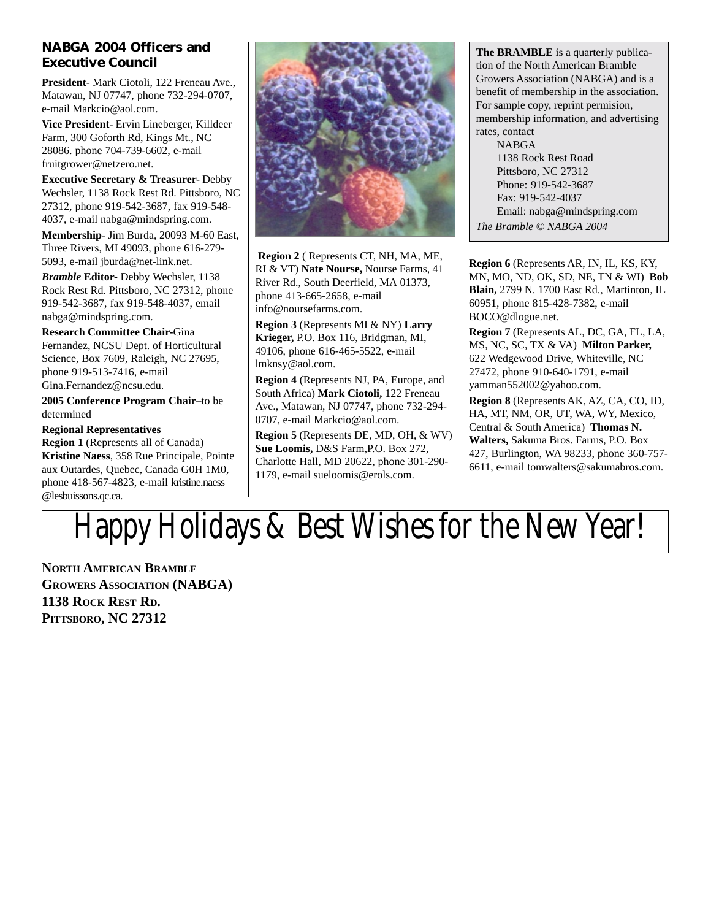## NABGA 2004 Officers and Executive Council

**President-** Mark Ciotoli, 122 Freneau Ave., Matawan, NJ 07747, phone 732-294-0707, e-mail Markcio@aol.com.

**Vice President-** Ervin Lineberger, Killdeer Farm, 300 Goforth Rd, Kings Mt., NC 28086. phone 704-739-6602, e-mail fruitgrower@netzero.net.

**Executive Secretary & Treasurer-** Debby Wechsler, 1138 Rock Rest Rd. Pittsboro, NC 27312, phone 919-542-3687, fax 919-548-4037, e-mail nabga@mindspring.com.

**Membership-** Jim Burda, 20093 M-60 East, Three Rivers, MI 49093, phone 616-279-5093, e-mail jburda@net-link.net.

***Bramble* Editor-** Debby Wechsler, 1138 Rock Rest Rd. Pittsboro, NC 27312, phone 919-542-3687, fax 919-548-4037, email nabga@mindspring.com.

**Research Committee Chair-**Gina Fernandez, NCSU Dept. of Horticultural Science, Box 7609, Raleigh, NC 27695, phone 919-513-7416, e-mail Gina.Fernandez@ncsu.edu.

**2005 Conference Program Chair**–to be determined

**Regional Representatives**

**Region 1** (Represents all of Canada) **Kristine Naess**, 358 Rue Principale, Pointe aux Outardes, Quebec, Canada G0H 1M0, phone 418-567-4823, e-mail kristine.naess @lesbuissons.qc.ca.

**Region 2** ( Represents CT, NH, MA, ME, RI & VT) **Nate Nourse,** Nourse Farms, 41 River Rd., South Deerfield, MA 01373, phone 413-665-2658, e-mail info@noursefarms.com.

**Region 3** (Represents MI & NY) **Larry Krieger,** P.O. Box 116, Bridgman, MI, 49106, phone 616-465-5522, e-mail lmknsy@aol.com.

**Region 4** (Represents NJ, PA, Europe, and South Africa) **Mark Ciotoli,** 122 Freneau Ave., Matawan, NJ 07747, phone 732-294-0707, e-mail Markcio@aol.com.

**Region 5** (Represents DE, MD, OH, & WV) **Sue Loomis,** D&S Farm,P.O. Box 272, Charlotte Hall, MD 20622, phone 301-290-1179, e-mail sueloomis@erols.com.

**The BRAMBLE** is a quarterly publication of the North American Bramble Growers Association (NABGA) and is a benefit of membership in the association. For sample copy, reprint permision, membership information, and advertising rates, contact

NABGA
1138 Rock Rest Road
Pittsboro, NC 27312
Phone: 919-542-3687
Fax: 919-542-4037
Email: nabga@mindspring.com

*The Bramble © NABGA 2004*

**Region 6** (Represents AR, IN, IL, KS, KY, MN, MO, ND, OK, SD, NE, TN & WI) **Bob Blain,** 2799 N. 1700 East Rd., Martinton, IL 60951, phone 815-428-7382, e-mail BOCO@dlogue.net.

**Region 7** (Represents AL, DC, GA, FL, LA, MS, NC, SC, TX & VA) **Milton Parker,** 622 Wedgewood Drive, Whiteville, NC 27472, phone 910-640-1791, e-mail yamman552002@yahoo.com.

**Region 8** (Represents AK, AZ, CA, CO, ID, HA, MT, NM, OR, UT, WA, WY, Mexico, Central & South America) **Thomas N. Walters,** Sakuma Bros. Farms, P.O. Box 427, Burlington, WA 98233, phone 360-757-6611, e-mail tomwalters@sakumabros.com.

# Happy Holidays & Best Wishes for the New Year!

**NORTH AMERICAN BRAMBLE GROWERS ASSOCIATION (NABGA)**
**1138 ROCK REST RD.**
**PITTSBORO, NC 27312**